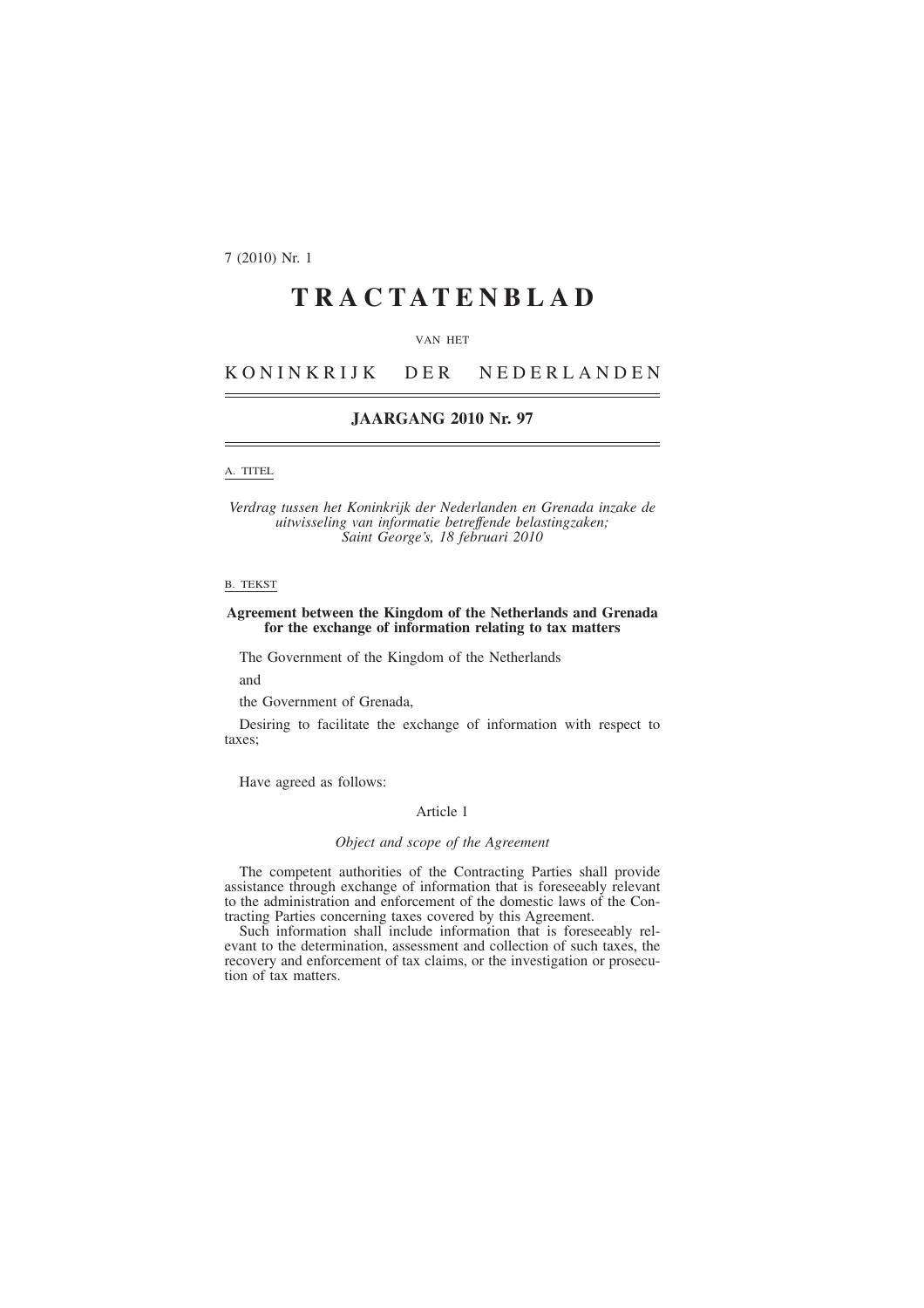7 (2010) Nr. 1

# TRACTATENBLAD

VAN HET

## KONINKRIJK DER NEDERLANDEN

### JAARGANG 2010 Nr. 97

A. TITEL

*Verdrag tussen het Koninkrijk der Nederlanden en Grenada inzake de uitwisseling van informatie betreffende belastingzaken; Saint George's, 18 februari 2010*

B. TEKST

**Agreement between the Kingdom of the Netherlands and Grenada for the exchange of information relating to tax matters**

The Government of the Kingdom of the Netherlands

and

the Government of Grenada,

Desiring to facilitate the exchange of information with respect to taxes;

Have agreed as follows:

Article 1

*Object and scope of the Agreement*

The competent authorities of the Contracting Parties shall provide assistance through exchange of information that is foreseeably relevant to the administration and enforcement of the domestic laws of the Contracting Parties concerning taxes covered by this Agreement.

Such information shall include information that is foreseeably relevant to the determination, assessment and collection of such taxes, the recovery and enforcement of tax claims, or the investigation or prosecution of tax matters.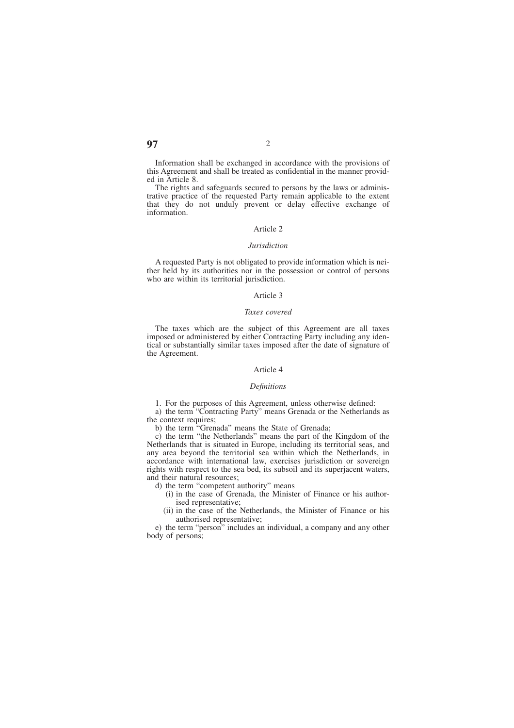Information shall be exchanged in accordance with the provisions of this Agreement and shall be treated as confidential in the manner provided in Article 8.

The rights and safeguards secured to persons by the laws or administrative practice of the requested Party remain applicable to the extent that they do not unduly prevent or delay effective exchange of information.

Article 2

*Jurisdiction*

A requested Party is not obligated to provide information which is neither held by its authorities nor in the possession or control of persons who are within its territorial jurisdiction.

Article 3

*Taxes covered*

The taxes which are the subject of this Agreement are all taxes imposed or administered by either Contracting Party including any identical or substantially similar taxes imposed after the date of signature of the Agreement.

Article 4

*Definitions*

1. For the purposes of this Agreement, unless otherwise defined:

a) the term "Contracting Party" means Grenada or the Netherlands as the context requires;

b) the term "Grenada" means the State of Grenada;

c) the term "the Netherlands" means the part of the Kingdom of the Netherlands that is situated in Europe, including its territorial seas, and any area beyond the territorial sea within which the Netherlands, in accordance with international law, exercises jurisdiction or sovereign rights with respect to the sea bed, its subsoil and its superjacent waters, and their natural resources;

d) the term "competent authority" means

(i) in the case of Grenada, the Minister of Finance or his authorised representative;

(ii) in the case of the Netherlands, the Minister of Finance or his authorised representative;

e) the term "person" includes an individual, a company and any other body of persons;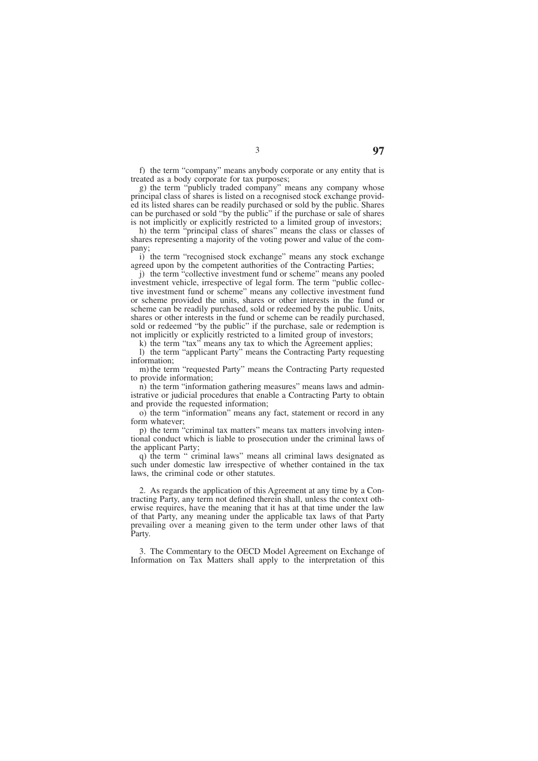f) the term "company" means anybody corporate or any entity that is treated as a body corporate for tax purposes;

g) the term "publicly traded company" means any company whose principal class of shares is listed on a recognised stock exchange provided its listed shares can be readily purchased or sold by the public. Shares can be purchased or sold "by the public" if the purchase or sale of shares is not implicitly or explicitly restricted to a limited group of investors;

h) the term "principal class of shares" means the class or classes of shares representing a majority of the voting power and value of the company;

i) the term "recognised stock exchange" means any stock exchange agreed upon by the competent authorities of the Contracting Parties;

j) the term "collective investment fund or scheme" means any pooled investment vehicle, irrespective of legal form. The term "public collective investment fund or scheme" means any collective investment fund or scheme provided the units, shares or other interests in the fund or scheme can be readily purchased, sold or redeemed by the public. Units, shares or other interests in the fund or scheme can be readily purchased, sold or redeemed "by the public" if the purchase, sale or redemption is not implicitly or explicitly restricted to a limited group of investors;

k) the term "tax" means any tax to which the Agreement applies;

l) the term "applicant Party" means the Contracting Party requesting information;

m) the term "requested Party" means the Contracting Party requested to provide information;

n) the term "information gathering measures" means laws and administrative or judicial procedures that enable a Contracting Party to obtain and provide the requested information;

o) the term "information" means any fact, statement or record in any form whatever;

p) the term "criminal tax matters" means tax matters involving intentional conduct which is liable to prosecution under the criminal laws of the applicant Party;

q) the term " criminal laws" means all criminal laws designated as such under domestic law irrespective of whether contained in the tax laws, the criminal code or other statutes.

2. As regards the application of this Agreement at any time by a Contracting Party, any term not defined therein shall, unless the context otherwise requires, have the meaning that it has at that time under the law of that Party, any meaning under the applicable tax laws of that Party prevailing over a meaning given to the term under other laws of that Party.

3. The Commentary to the OECD Model Agreement on Exchange of Information on Tax Matters shall apply to the interpretation of this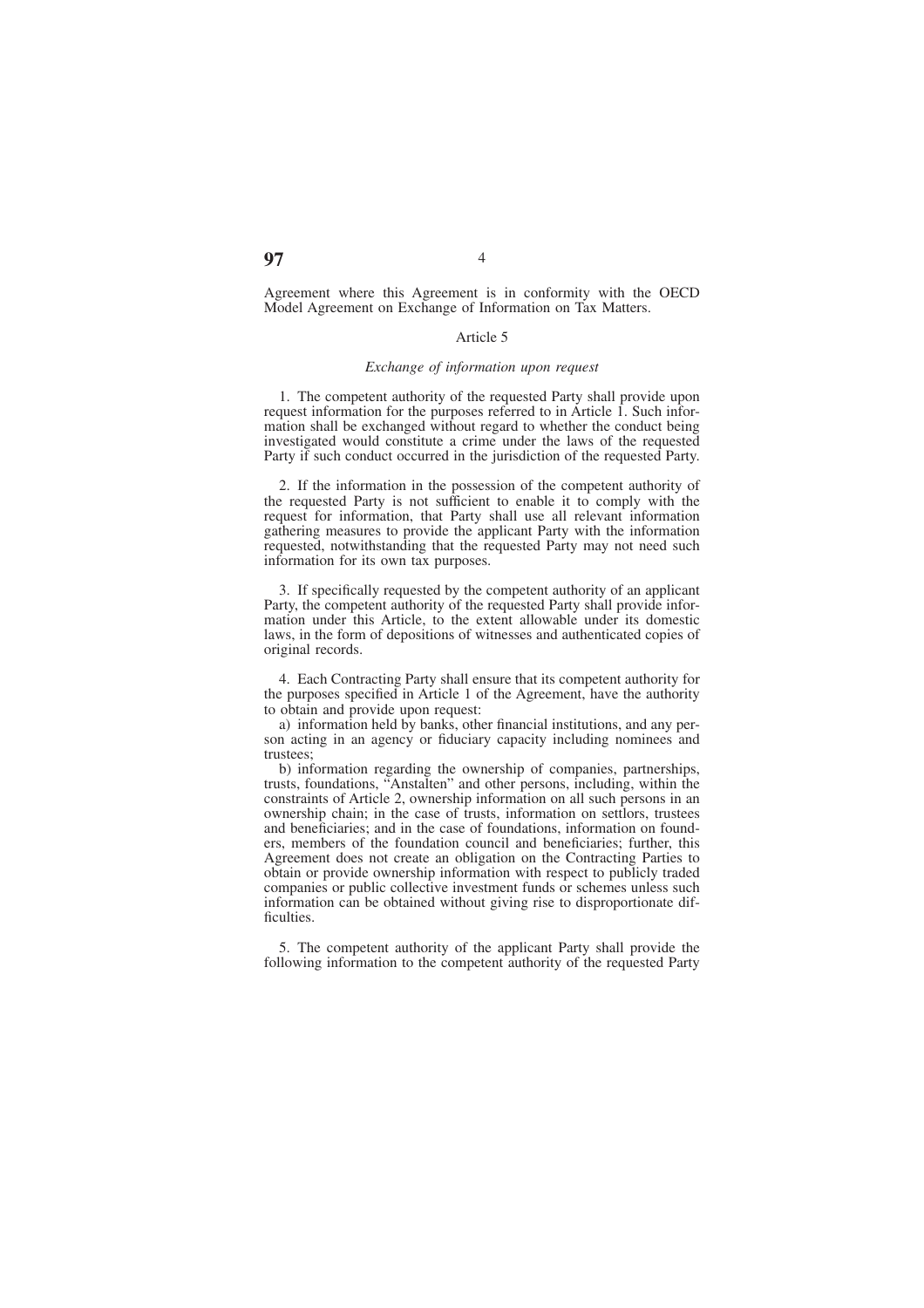Agreement where this Agreement is in conformity with the OECD Model Agreement on Exchange of Information on Tax Matters.

## Article 5

*Exchange of information upon request*

1. The competent authority of the requested Party shall provide upon request information for the purposes referred to in Article 1. Such information shall be exchanged without regard to whether the conduct being investigated would constitute a crime under the laws of the requested Party if such conduct occurred in the jurisdiction of the requested Party.

2. If the information in the possession of the competent authority of the requested Party is not sufficient to enable it to comply with the request for information, that Party shall use all relevant information gathering measures to provide the applicant Party with the information requested, notwithstanding that the requested Party may not need such information for its own tax purposes.

3. If specifically requested by the competent authority of an applicant Party, the competent authority of the requested Party shall provide information under this Article, to the extent allowable under its domestic laws, in the form of depositions of witnesses and authenticated copies of original records.

4. Each Contracting Party shall ensure that its competent authority for the purposes specified in Article 1 of the Agreement, have the authority to obtain and provide upon request:

a) information held by banks, other financial institutions, and any person acting in an agency or fiduciary capacity including nominees and trustees;

b) information regarding the ownership of companies, partnerships, trusts, foundations, "Anstalten" and other persons, including, within the constraints of Article 2, ownership information on all such persons in an ownership chain; in the case of trusts, information on settlors, trustees and beneficiaries; and in the case of foundations, information on founders, members of the foundation council and beneficiaries; further, this Agreement does not create an obligation on the Contracting Parties to obtain or provide ownership information with respect to publicly traded companies or public collective investment funds or schemes unless such information can be obtained without giving rise to disproportionate difficulties.

5. The competent authority of the applicant Party shall provide the following information to the competent authority of the requested Party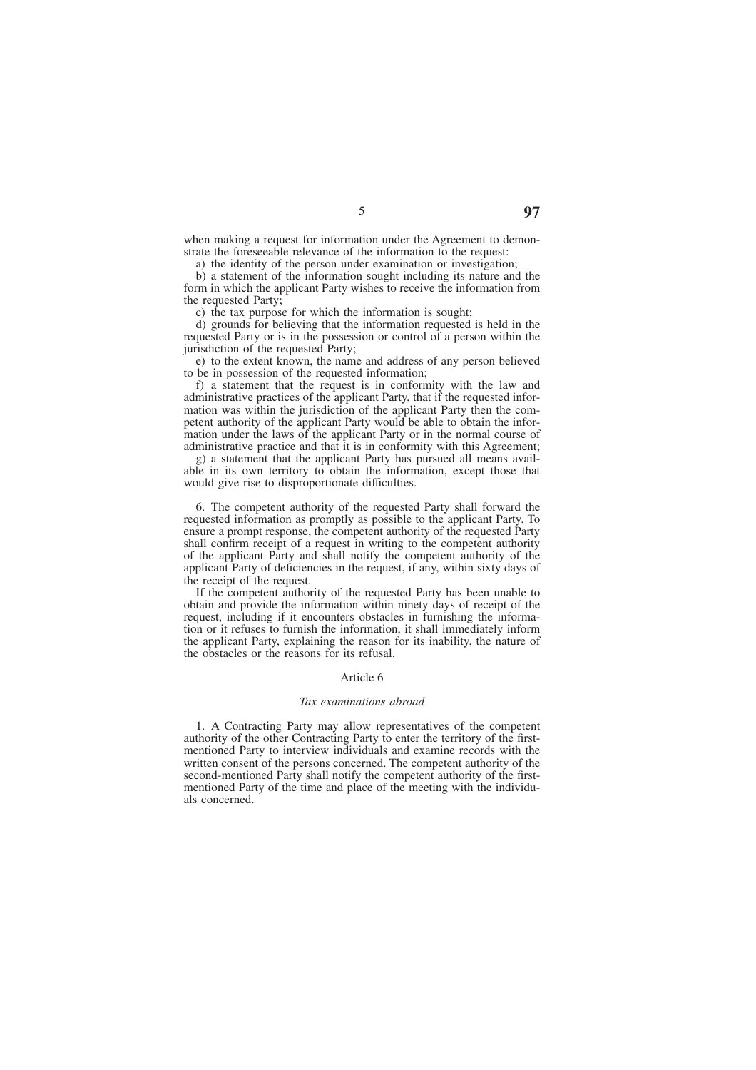when making a request for information under the Agreement to demonstrate the foreseeable relevance of the information to the request:

a) the identity of the person under examination or investigation;

b) a statement of the information sought including its nature and the form in which the applicant Party wishes to receive the information from the requested Party;

c) the tax purpose for which the information is sought;

d) grounds for believing that the information requested is held in the requested Party or is in the possession or control of a person within the jurisdiction of the requested Party;

e) to the extent known, the name and address of any person believed to be in possession of the requested information;

f) a statement that the request is in conformity with the law and administrative practices of the applicant Party, that if the requested information was within the jurisdiction of the applicant Party then the competent authority of the applicant Party would be able to obtain the information under the laws of the applicant Party or in the normal course of administrative practice and that it is in conformity with this Agreement;

g) a statement that the applicant Party has pursued all means available in its own territory to obtain the information, except those that would give rise to disproportionate difficulties.

6. The competent authority of the requested Party shall forward the requested information as promptly as possible to the applicant Party. To ensure a prompt response, the competent authority of the requested Party shall confirm receipt of a request in writing to the competent authority of the applicant Party and shall notify the competent authority of the applicant Party of deficiencies in the request, if any, within sixty days of the receipt of the request.

If the competent authority of the requested Party has been unable to obtain and provide the information within ninety days of receipt of the request, including if it encounters obstacles in furnishing the information or it refuses to furnish the information, it shall immediately inform the applicant Party, explaining the reason for its inability, the nature of the obstacles or the reasons for its refusal.

## Article 6

### *Tax examinations abroad*

1. A Contracting Party may allow representatives of the competent authority of the other Contracting Party to enter the territory of the first-mentioned Party to interview individuals and examine records with the written consent of the persons concerned. The competent authority of the second-mentioned Party shall notify the competent authority of the first-mentioned Party of the time and place of the meeting with the individuals concerned.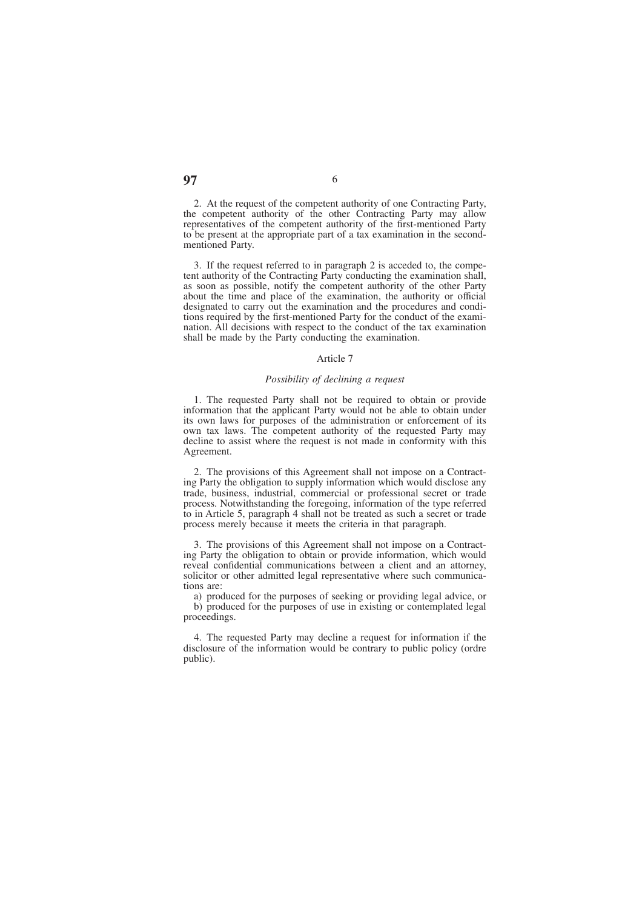2. At the request of the competent authority of one Contracting Party, the competent authority of the other Contracting Party may allow representatives of the competent authority of the first-mentioned Party to be present at the appropriate part of a tax examination in the second-mentioned Party.

3. If the request referred to in paragraph 2 is acceded to, the competent authority of the Contracting Party conducting the examination shall, as soon as possible, notify the competent authority of the other Party about the time and place of the examination, the authority or official designated to carry out the examination and the procedures and conditions required by the first-mentioned Party for the conduct of the examination. All decisions with respect to the conduct of the tax examination shall be made by the Party conducting the examination.

Article 7

*Possibility of declining a request*

1. The requested Party shall not be required to obtain or provide information that the applicant Party would not be able to obtain under its own laws for purposes of the administration or enforcement of its own tax laws. The competent authority of the requested Party may decline to assist where the request is not made in conformity with this Agreement.

2. The provisions of this Agreement shall not impose on a Contracting Party the obligation to supply information which would disclose any trade, business, industrial, commercial or professional secret or trade process. Notwithstanding the foregoing, information of the type referred to in Article 5, paragraph 4 shall not be treated as such a secret or trade process merely because it meets the criteria in that paragraph.

3. The provisions of this Agreement shall not impose on a Contracting Party the obligation to obtain or provide information, which would reveal confidential communications between a client and an attorney, solicitor or other admitted legal representative where such communications are:

a) produced for the purposes of seeking or providing legal advice, or

b) produced for the purposes of use in existing or contemplated legal proceedings.

4. The requested Party may decline a request for information if the disclosure of the information would be contrary to public policy (ordre public).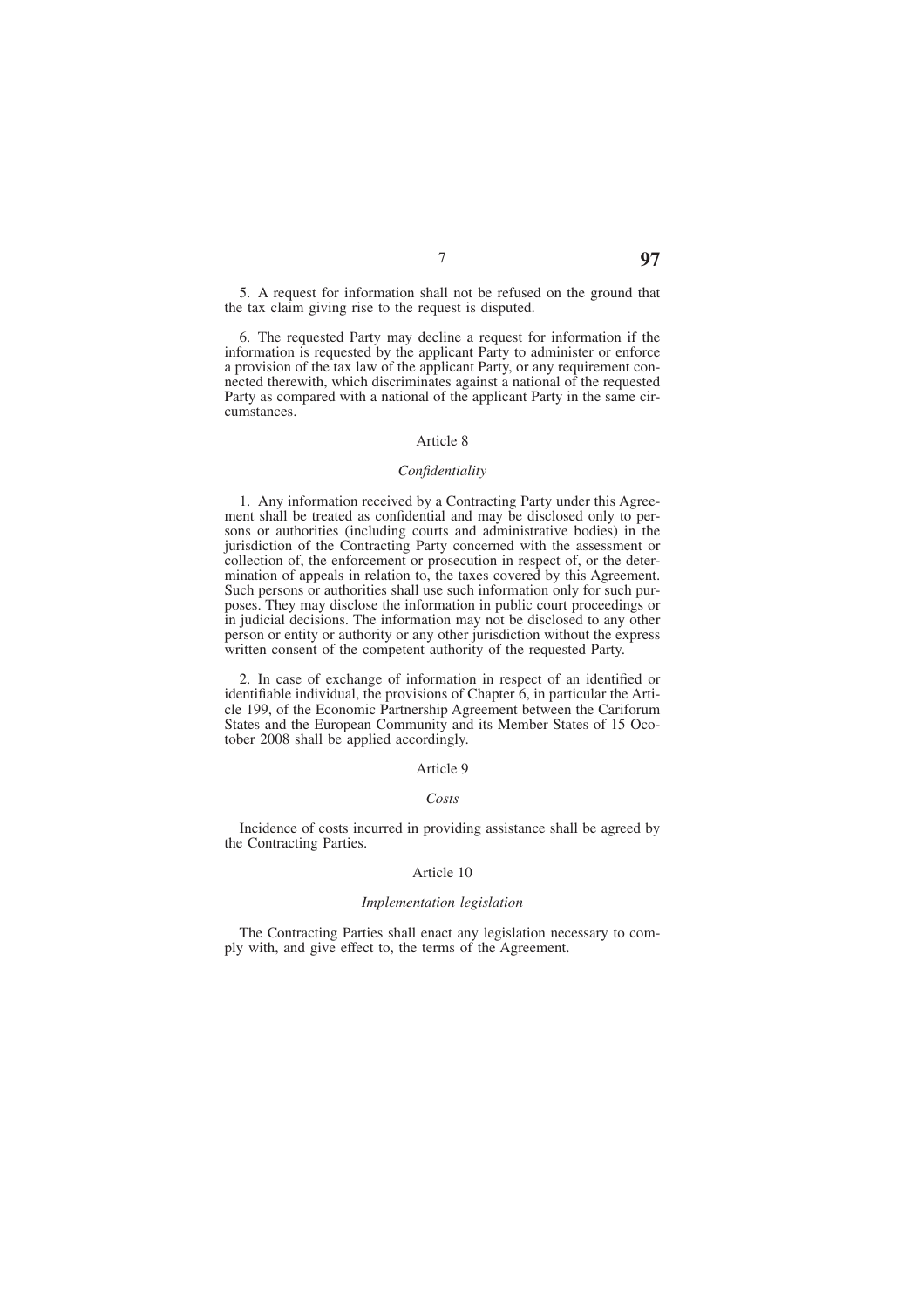5. A request for information shall not be refused on the ground that the tax claim giving rise to the request is disputed.

6. The requested Party may decline a request for information if the information is requested by the applicant Party to administer or enforce a provision of the tax law of the applicant Party, or any requirement connected therewith, which discriminates against a national of the requested Party as compared with a national of the applicant Party in the same circumstances.

Article 8

*Confidentiality*

1. Any information received by a Contracting Party under this Agreement shall be treated as confidential and may be disclosed only to persons or authorities (including courts and administrative bodies) in the jurisdiction of the Contracting Party concerned with the assessment or collection of, the enforcement or prosecution in respect of, or the determination of appeals in relation to, the taxes covered by this Agreement. Such persons or authorities shall use such information only for such purposes. They may disclose the information in public court proceedings or in judicial decisions. The information may not be disclosed to any other person or entity or authority or any other jurisdiction without the express written consent of the competent authority of the requested Party.

2. In case of exchange of information in respect of an identified or identifiable individual, the provisions of Chapter 6, in particular the Article 199, of the Economic Partnership Agreement between the Cariforum States and the European Community and its Member States of 15 Ocotober 2008 shall be applied accordingly.

Article 9

*Costs*

Incidence of costs incurred in providing assistance shall be agreed by the Contracting Parties.

Article 10

*Implementation legislation*

The Contracting Parties shall enact any legislation necessary to comply with, and give effect to, the terms of the Agreement.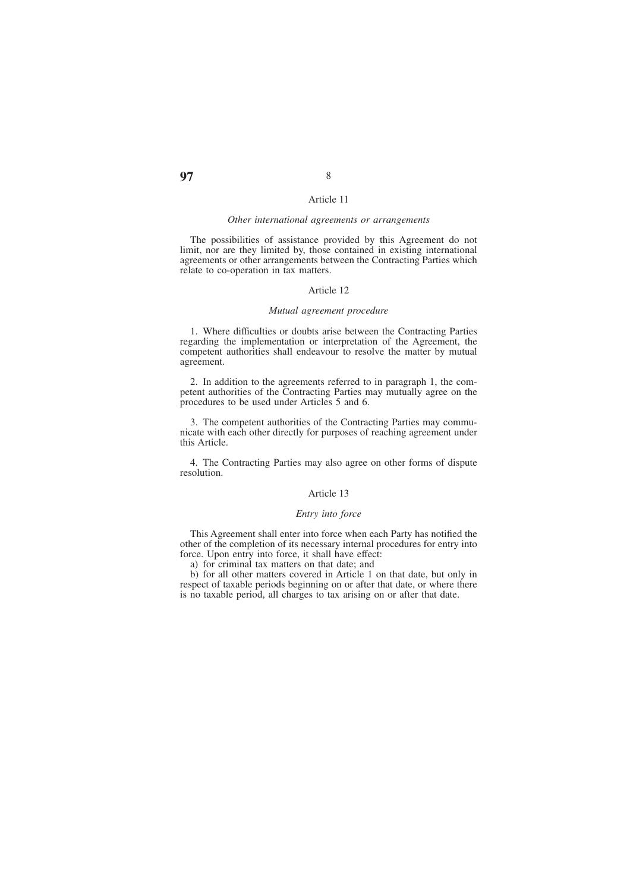## Article 11

### *Other international agreements or arrangements*

The possibilities of assistance provided by this Agreement do not limit, nor are they limited by, those contained in existing international agreements or other arrangements between the Contracting Parties which relate to co-operation in tax matters.

## Article 12

### *Mutual agreement procedure*

1. Where difficulties or doubts arise between the Contracting Parties regarding the implementation or interpretation of the Agreement, the competent authorities shall endeavour to resolve the matter by mutual agreement.

2. In addition to the agreements referred to in paragraph 1, the competent authorities of the Contracting Parties may mutually agree on the procedures to be used under Articles 5 and 6.

3. The competent authorities of the Contracting Parties may communicate with each other directly for purposes of reaching agreement under this Article.

4. The Contracting Parties may also agree on other forms of dispute resolution.

## Article 13

### *Entry into force*

This Agreement shall enter into force when each Party has notified the other of the completion of its necessary internal procedures for entry into force. Upon entry into force, it shall have effect:

a) for criminal tax matters on that date; and

b) for all other matters covered in Article 1 on that date, but only in respect of taxable periods beginning on or after that date, or where there is no taxable period, all charges to tax arising on or after that date.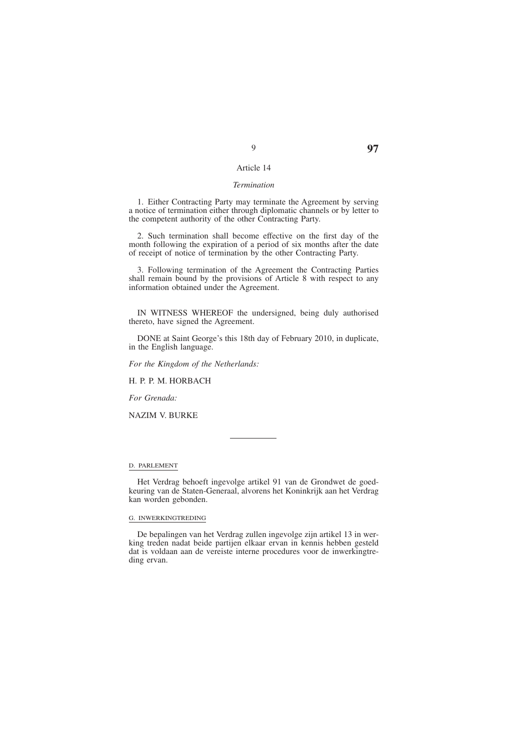### Article 14

*Termination*

1. Either Contracting Party may terminate the Agreement by serving a notice of termination either through diplomatic channels or by letter to the competent authority of the other Contracting Party.

2. Such termination shall become effective on the first day of the month following the expiration of a period of six months after the date of receipt of notice of termination by the other Contracting Party.

3. Following termination of the Agreement the Contracting Parties shall remain bound by the provisions of Article 8 with respect to any information obtained under the Agreement.

IN WITNESS WHEREOF the undersigned, being duly authorised thereto, have signed the Agreement.

DONE at Saint George's this 18th day of February 2010, in duplicate, in the English language.

*For the Kingdom of the Netherlands:*

H. P. P. M. HORBACH

*For Grenada:*

NAZIM V. BURKE

---

## D. PARLEMENT

Het Verdrag behoeft ingevolge artikel 91 van de Grondwet de goedkeuring van de Staten-Generaal, alvorens het Koninkrijk aan het Verdrag kan worden gebonden.

## G. INWERKINGTREDING

De bepalingen van het Verdrag zullen ingevolge zijn artikel 13 in werking treden nadat beide partijen elkaar ervan in kennis hebben gesteld dat is voldaan aan de vereiste interne procedures voor de inwerkingtreding ervan.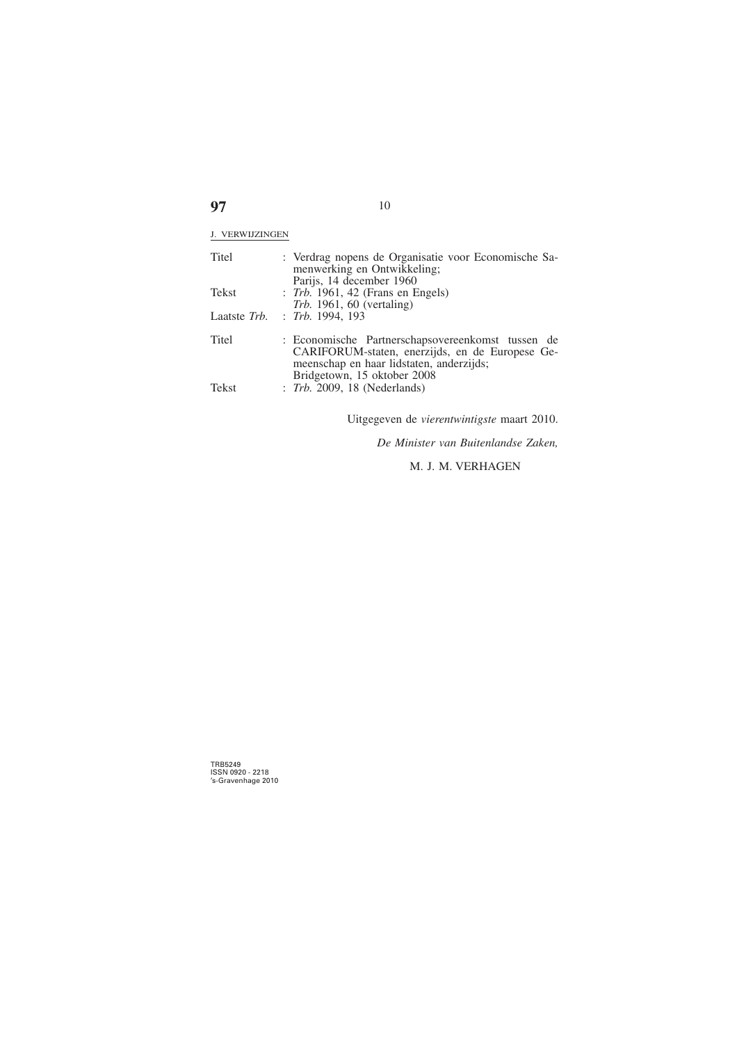J. VERWIJZINGEN

| | |
|---|---|
| Titel | : Verdrag nopens de Organisatie voor Economische Samenwerking en Ontwikkeling; Parijs, 14 december 1960 |
| Tekst | : *Trb.* 1961, 42 (Frans en Engels) *Trb.* 1961, 60 (vertaling) |
| Laatste *Trb.* | : *Trb.* 1994, 193 |
| Titel | : Economische Partnerschapsovereenkomst tussen de CARIFORUM-staten, enerzijds, en de Europese Gemeenschap en haar lidstaten, anderzijds; Bridgetown, 15 oktober 2008 |
| Tekst | : *Trb.* 2009, 18 (Nederlands) |

Uitgegeven de *vierentwintigste* maart 2010.

*De Minister van Buitenlandse Zaken,*

M. J. M. VERHAGEN

TRB5249
ISSN 0920 - 2218
's-Gravenhage 2010